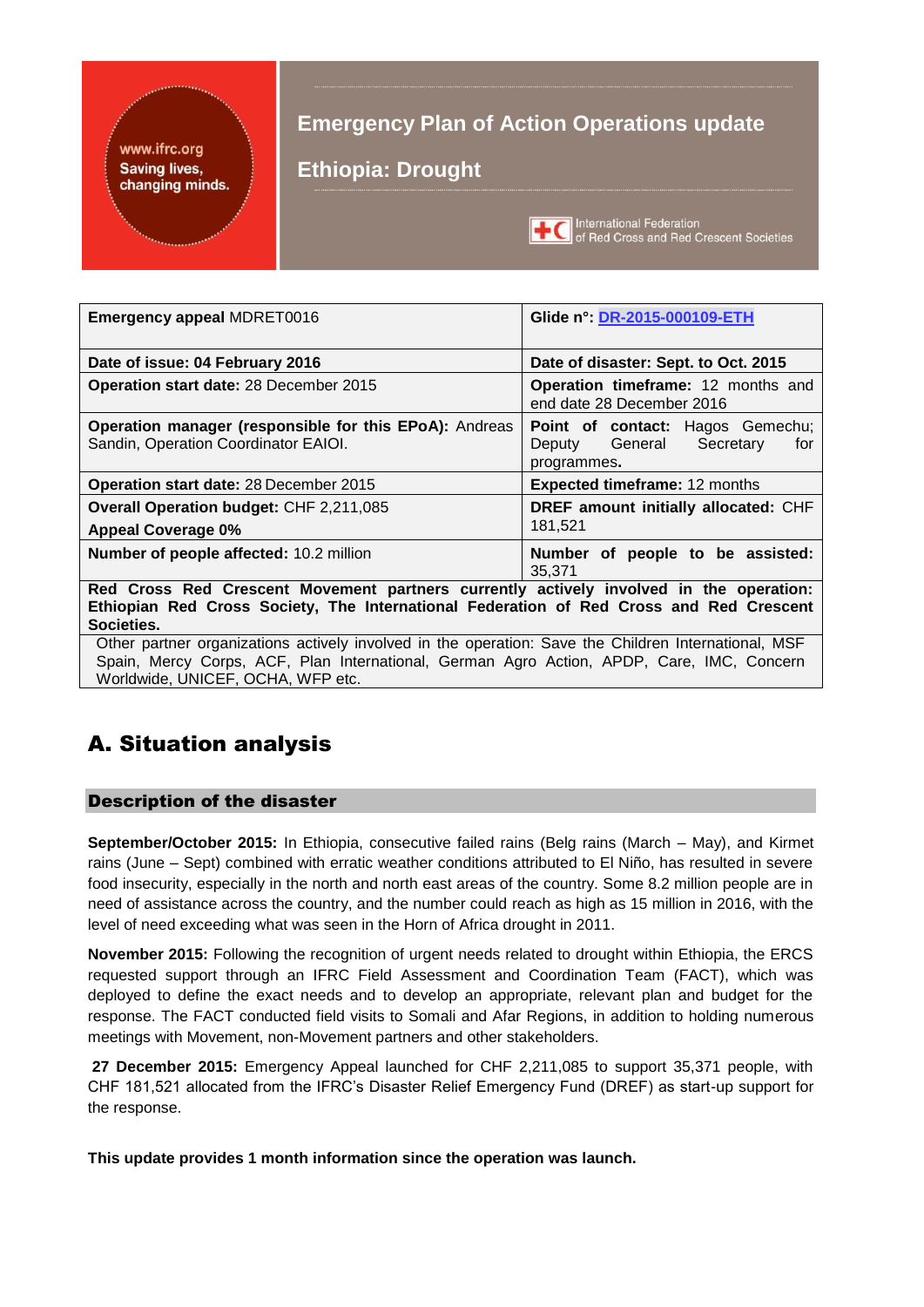# Emergency Plan of Action Operations update

## Ethiopia: Drought

www.ifrc.org
Saving lives, changing minds.

International Federation of Red Cross and Red Crescent Societies

| **Emergency appeal** MDRET0016 | **Glide n°: [DR-2015-000109-ETH](DR-2015-000109-ETH)** |
|---|---|
| **Date of issue: 04 February 2016** | **Date of disaster: Sept. to Oct. 2015** |
| **Operation start date:** 28 December 2015 | **Operation timeframe:** 12 months and end date 28 December 2016 |
| **Operation manager (responsible for this EPoA):** Andreas Sandin, Operation Coordinator EAIOI. | **Point of contact:** Hagos Gemechu; Deputy General Secretary for programmes. |
| **Operation start date:** 28 December 2015 | **Expected timeframe:** 12 months |
| **Overall Operation budget:** CHF 2,211,085<br>**Appeal Coverage 0%** | **DREF amount initially allocated:** CHF 181,521 |
| **Number of people affected:** 10.2 million | **Number of people to be assisted:** 35,371 |
| **Red Cross Red Crescent Movement partners currently actively involved in the operation: Ethiopian Red Cross Society, The International Federation of Red Cross and Red Crescent Societies.** | |
| Other partner organizations actively involved in the operation: Save the Children International, MSF Spain, Mercy Corps, ACF, Plan International, German Agro Action, APDP, Care, IMC, Concern Worldwide, UNICEF, OCHA, WFP etc. | |

# A. Situation analysis

## Description of the disaster

**September/October 2015:** In Ethiopia, consecutive failed rains (Belg rains (March – May), and Kirmet rains (June – Sept) combined with erratic weather conditions attributed to El Niño, has resulted in severe food insecurity, especially in the north and north east areas of the country. Some 8.2 million people are in need of assistance across the country, and the number could reach as high as 15 million in 2016, with the level of need exceeding what was seen in the Horn of Africa drought in 2011.

**November 2015:** Following the recognition of urgent needs related to drought within Ethiopia, the ERCS requested support through an IFRC Field Assessment and Coordination Team (FACT), which was deployed to define the exact needs and to develop an appropriate, relevant plan and budget for the response. The FACT conducted field visits to Somali and Afar Regions, in addition to holding numerous meetings with Movement, non-Movement partners and other stakeholders.

**27 December 2015:** Emergency Appeal launched for CHF 2,211,085 to support 35,371 people, with CHF 181,521 allocated from the IFRC's Disaster Relief Emergency Fund (DREF) as start-up support for the response.

**This update provides 1 month information since the operation was launch.**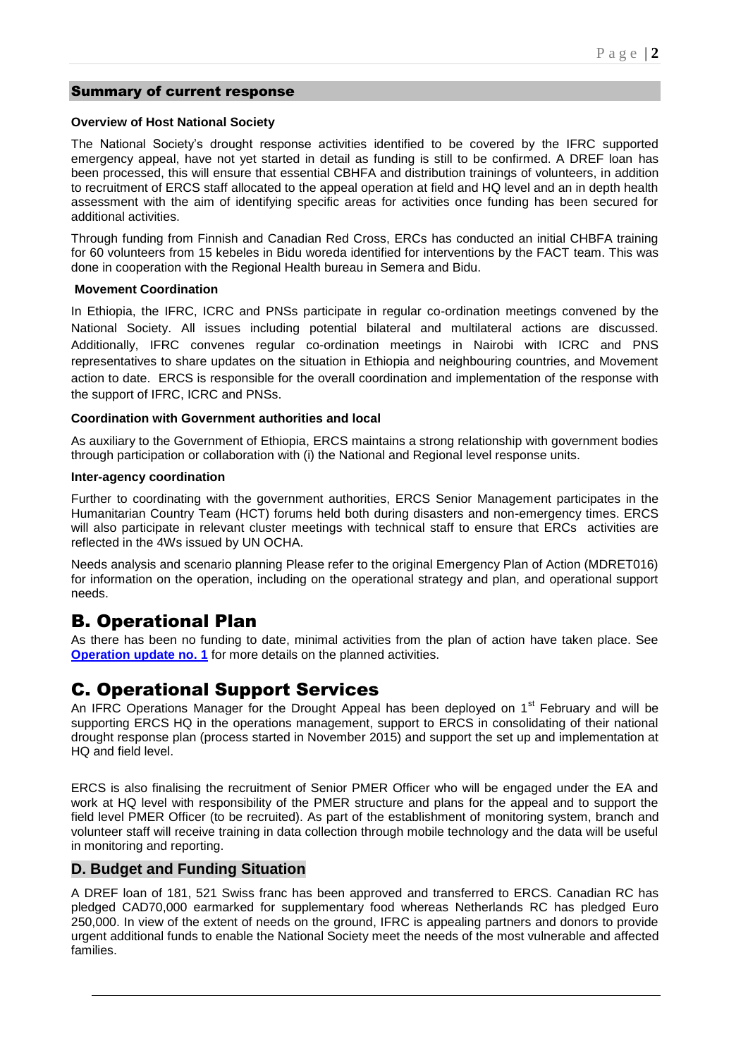## Summary of current response

### Overview of Host National Society

The National Society's drought response activities identified to be covered by the IFRC supported emergency appeal, have not yet started in detail as funding is still to be confirmed. A DREF loan has been processed, this will ensure that essential CBHFA and distribution trainings of volunteers, in addition to recruitment of ERCS staff allocated to the appeal operation at field and HQ level and an in depth health assessment with the aim of identifying specific areas for activities once funding has been secured for additional activities.

Through funding from Finnish and Canadian Red Cross, ERCs has conducted an initial CHBFA training for 60 volunteers from 15 kebeles in Bidu woreda identified for interventions by the FACT team. This was done in cooperation with the Regional Health bureau in Semera and Bidu.

### Movement Coordination

In Ethiopia, the IFRC, ICRC and PNSs participate in regular co-ordination meetings convened by the National Society. All issues including potential bilateral and multilateral actions are discussed. Additionally, IFRC convenes regular co-ordination meetings in Nairobi with ICRC and PNS representatives to share updates on the situation in Ethiopia and neighbouring countries, and Movement action to date. ERCS is responsible for the overall coordination and implementation of the response with the support of IFRC, ICRC and PNSs.

### Coordination with Government authorities and local

As auxiliary to the Government of Ethiopia, ERCS maintains a strong relationship with government bodies through participation or collaboration with (i) the National and Regional level response units.

### Inter-agency coordination

Further to coordinating with the government authorities, ERCS Senior Management participates in the Humanitarian Country Team (HCT) forums held both during disasters and non-emergency times. ERCS will also participate in relevant cluster meetings with technical staff to ensure that ERCs activities are reflected in the 4Ws issued by UN OCHA.

Needs analysis and scenario planning Please refer to the original Emergency Plan of Action (MDRET016) for information on the operation, including on the operational strategy and plan, and operational support needs.

# B. Operational Plan

As there has been no funding to date, minimal activities from the plan of action have taken place. See **Operation update no. 1** for more details on the planned activities.

# C. Operational Support Services

An IFRC Operations Manager for the Drought Appeal has been deployed on 1st February and will be supporting ERCS HQ in the operations management, support to ERCS in consolidating of their national drought response plan (process started in November 2015) and support the set up and implementation at HQ and field level.

ERCS is also finalising the recruitment of Senior PMER Officer who will be engaged under the EA and work at HQ level with responsibility of the PMER structure and plans for the appeal and to support the field level PMER Officer (to be recruited). As part of the establishment of monitoring system, branch and volunteer staff will receive training in data collection through mobile technology and the data will be useful in monitoring and reporting.

## D. Budget and Funding Situation

A DREF loan of 181, 521 Swiss franc has been approved and transferred to ERCS. Canadian RC has pledged CAD70,000 earmarked for supplementary food whereas Netherlands RC has pledged Euro 250,000. In view of the extent of needs on the ground, IFRC is appealing partners and donors to provide urgent additional funds to enable the National Society meet the needs of the most vulnerable and affected families.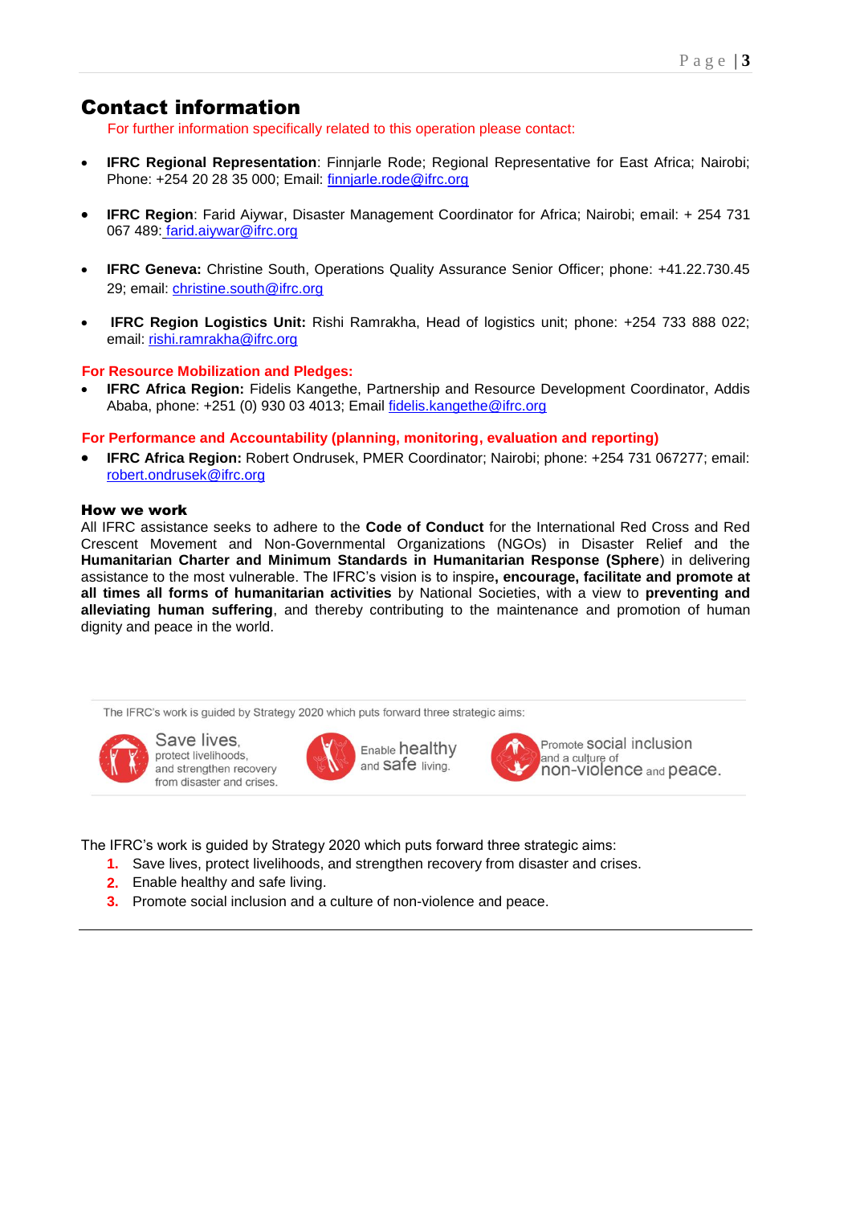## Contact information

For further information specifically related to this operation please contact:

- **IFRC Regional Representation**: Finnjarle Rode; Regional Representative for East Africa; Nairobi; Phone: +254 20 28 35 000; Email: finnjarle.rode@ifrc.org
- **IFRC Region**: Farid Aiywar, Disaster Management Coordinator for Africa; Nairobi; email: + 254 731 067 489: farid.aiywar@ifrc.org
- **IFRC Geneva:** Christine South, Operations Quality Assurance Senior Officer; phone: +41.22.730.45 29; email: christine.south@ifrc.org
- **IFRC Region Logistics Unit:** Rishi Ramrakha, Head of logistics unit; phone: +254 733 888 022; email: rishi.ramrakha@ifrc.org

**For Resource Mobilization and Pledges:**

- **IFRC Africa Region:** Fidelis Kangethe, Partnership and Resource Development Coordinator, Addis Ababa, phone: +251 (0) 930 03 4013; Email fidelis.kangethe@ifrc.org

**For Performance and Accountability (planning, monitoring, evaluation and reporting)**

- **IFRC Africa Region:** Robert Ondrusek, PMER Coordinator; Nairobi; phone: +254 731 067277; email: robert.ondrusek@ifrc.org

### How we work

All IFRC assistance seeks to adhere to the **Code of Conduct** for the International Red Cross and Red Crescent Movement and Non-Governmental Organizations (NGOs) in Disaster Relief and the **Humanitarian Charter and Minimum Standards in Humanitarian Response (Sphere**) in delivering assistance to the most vulnerable. The IFRC's vision is to inspire**, encourage, facilitate and promote at all times all forms of humanitarian activities** by National Societies, with a view to **preventing and alleviating human suffering**, and thereby contributing to the maintenance and promotion of human dignity and peace in the world.

The IFRC's work is guided by Strategy 2020 which puts forward three strategic aims:

Save lives, protect livelihoods, and strengthen recovery from disaster and crises.

Enable healthy and safe living.

Promote social inclusion and a culture of non-violence and peace.

The IFRC's work is guided by Strategy 2020 which puts forward three strategic aims:

1. Save lives, protect livelihoods, and strengthen recovery from disaster and crises.
2. Enable healthy and safe living.
3. Promote social inclusion and a culture of non-violence and peace.